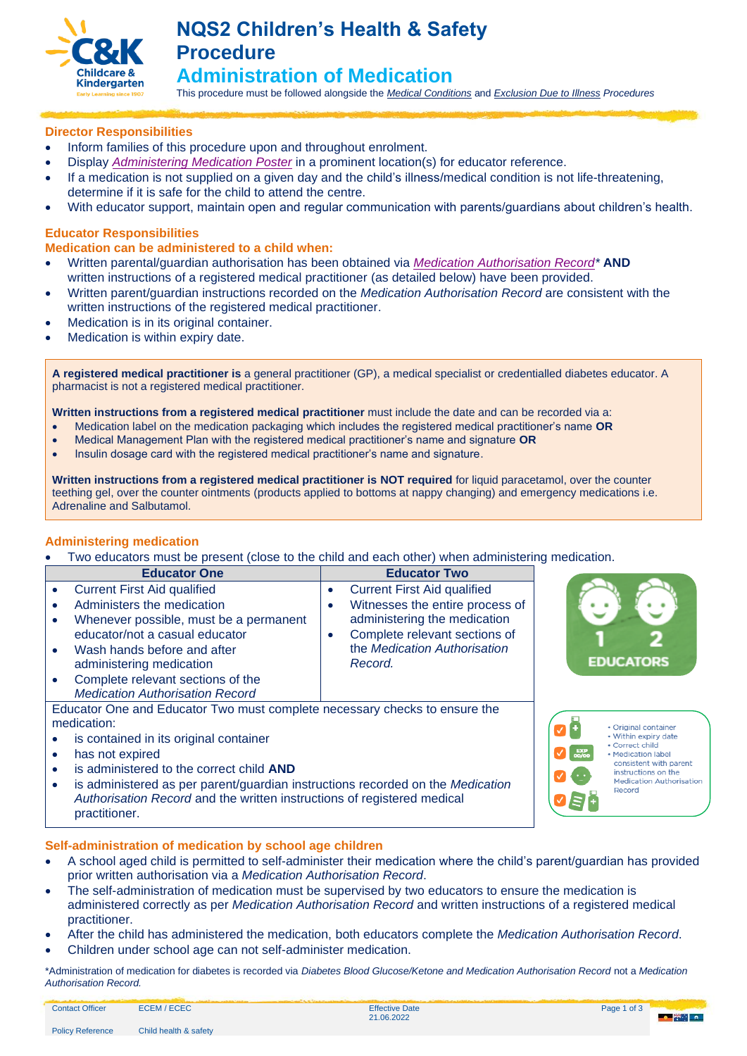# NQS2 Children's Health & Safety Procedure

## Administration of Medication

This procedure must be followed alongside the *Medical Conditions* and *Exclusion Due to Illness* Procedures

### Director Responsibilities

- Inform families of this procedure upon and throughout enrolment.
- Display *Administering Medication Poster* in a prominent location(s) for educator reference.
- If a medication is not supplied on a given day and the child's illness/medical condition is not life-threatening, determine if it is safe for the child to attend the centre.
- With educator support, maintain open and regular communication with parents/guardians about children's health.

### Educator Responsibilities

**Medication can be administered to a child when:**

- Written parental/guardian authorisation has been obtained via *Medication Authorisation Record** **AND** written instructions of a registered medical practitioner (as detailed below) have been provided.
- Written parent/guardian instructions recorded on the *Medication Authorisation Record* are consistent with the written instructions of the registered medical practitioner.
- Medication is in its original container.
- Medication is within expiry date.

**A registered medical practitioner is** a general practitioner (GP), a medical specialist or credentialled diabetes educator. A pharmacist is not a registered medical practitioner.

**Written instructions from a registered medical practitioner** must include the date and can be recorded via a:

- Medication label on the medication packaging which includes the registered medical practitioner's name **OR**
- Medical Management Plan with the registered medical practitioner's name and signature **OR**
- Insulin dosage card with the registered medical practitioner's name and signature.

**Written instructions from a registered medical practitioner is NOT required** for liquid paracetamol, over the counter teething gel, over the counter ointments (products applied to bottoms at nappy changing) and emergency medications i.e. Adrenaline and Salbutamol.

### Administering medication

- Two educators must be present (close to the child and each other) when administering medication.

| Educator One | Educator Two |
|---|---|
| • Current First Aid qualified<br>• Administers the medication<br>• Whenever possible, must be a permanent educator/not a casual educator<br>• Wash hands before and after administering medication<br>• Complete relevant sections of the *Medication Authorisation Record* | • Current First Aid qualified<br>• Witnesses the entire process of administering the medication<br>• Complete relevant sections of the *Medication Authorisation Record.* |

1 2 EDUCATORS

Educator One and Educator Two must complete necessary checks to ensure the medication:

- is contained in its original container
- has not expired
- is administered to the correct child **AND**
- is administered as per parent/guardian instructions recorded on the *Medication Authorisation Record* and the written instructions of registered medical practitioner.

- Original container
- Within expiry date
- Correct child
- Medication label consistent with parent instructions on the Medication Authorisation Record

### Self-administration of medication by school age children

- A school aged child is permitted to self-administer their medication where the child's parent/guardian has provided prior written authorisation via a *Medication Authorisation Record*.
- The self-administration of medication must be supervised by two educators to ensure the medication is administered correctly as per *Medication Authorisation Record* and written instructions of a registered medical practitioner.
- After the child has administered the medication, both educators complete the *Medication Authorisation Record*.
- Children under school age can not self-administer medication.

*Administration of medication for diabetes is recorded via *Diabetes Blood Glucose/Ketone and Medication Authorisation Record* not a *Medication Authorisation Record.*

| Contact Officer | ECEM / ECEC | Effective Date 21.06.2022 |
|---|---|---|
| Policy Reference | Child health & safety | |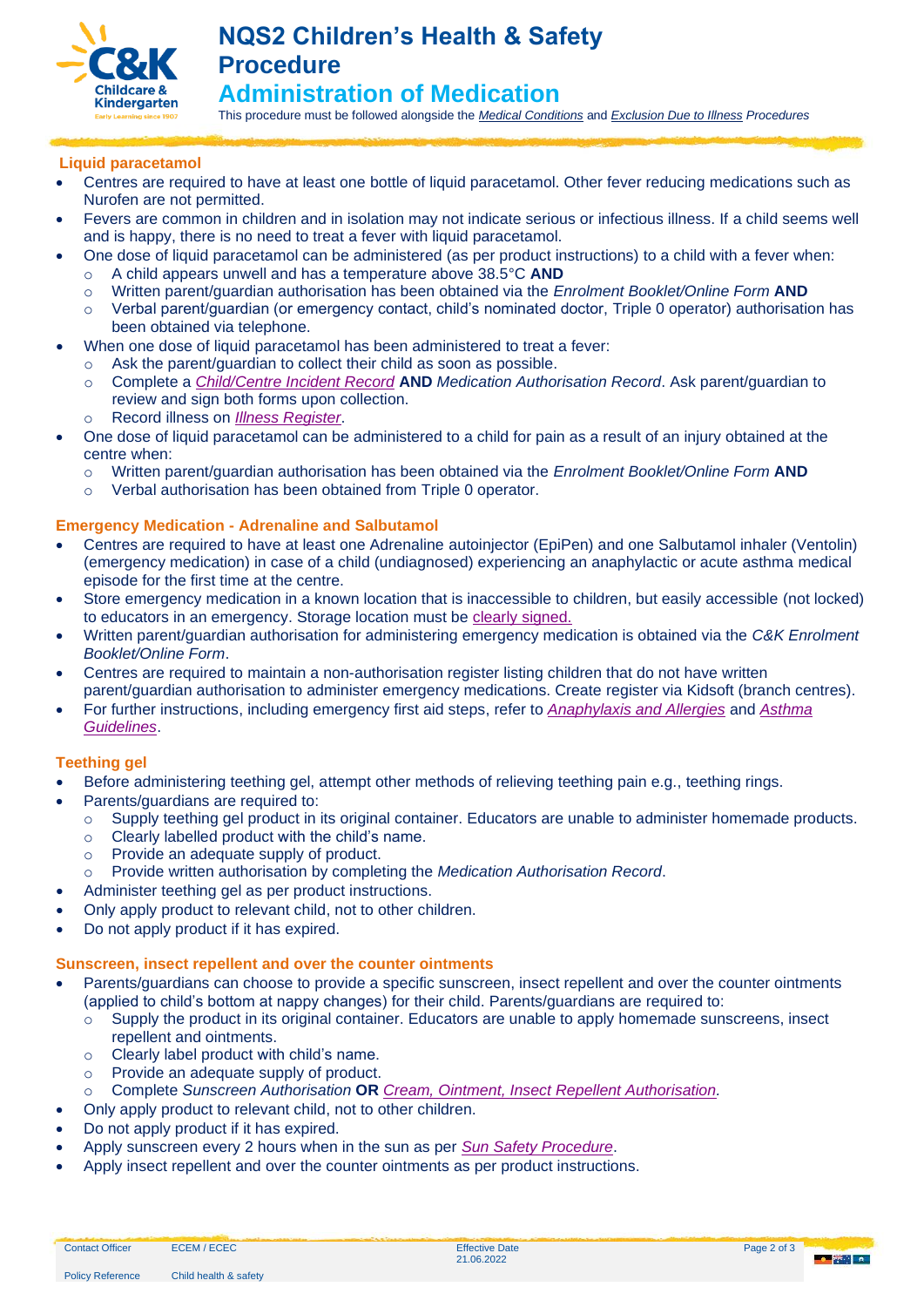# NQS2 Children's Health & Safety Procedure

## Administration of Medication

This procedure must be followed alongside the *Medical Conditions* and *Exclusion Due to Illness* Procedures

### Liquid paracetamol

- Centres are required to have at least one bottle of liquid paracetamol. Other fever reducing medications such as Nurofen are not permitted.
- Fevers are common in children and in isolation may not indicate serious or infectious illness. If a child seems well and is happy, there is no need to treat a fever with liquid paracetamol.
- One dose of liquid paracetamol can be administered (as per product instructions) to a child with a fever when:
  - A child appears unwell and has a temperature above 38.5°C **AND**
  - Written parent/guardian authorisation has been obtained via the *Enrolment Booklet/Online Form* **AND**
  - Verbal parent/guardian (or emergency contact, child's nominated doctor, Triple 0 operator) authorisation has been obtained via telephone.
- When one dose of liquid paracetamol has been administered to treat a fever:
  - Ask the parent/guardian to collect their child as soon as possible.
  - Complete a *Child/Centre Incident Record* **AND** *Medication Authorisation Record*. Ask parent/guardian to review and sign both forms upon collection.
  - Record illness on *Illness Register*.
- One dose of liquid paracetamol can be administered to a child for pain as a result of an injury obtained at the centre when:
  - Written parent/guardian authorisation has been obtained via the *Enrolment Booklet/Online Form* **AND**
  - Verbal authorisation has been obtained from Triple 0 operator.

### Emergency Medication - Adrenaline and Salbutamol

- Centres are required to have at least one Adrenaline autoinjector (EpiPen) and one Salbutamol inhaler (Ventolin) (emergency medication) in case of a child (undiagnosed) experiencing an anaphylactic or acute asthma medical episode for the first time at the centre.
- Store emergency medication in a known location that is inaccessible to children, but easily accessible (not locked) to educators in an emergency. Storage location must be clearly signed.
- Written parent/guardian authorisation for administering emergency medication is obtained via the *C&K Enrolment Booklet/Online Form*.
- Centres are required to maintain a non-authorisation register listing children that do not have written parent/guardian authorisation to administer emergency medications. Create register via Kidsoft (branch centres).
- For further instructions, including emergency first aid steps, refer to *Anaphylaxis and Allergies* and *Asthma Guidelines*.

### Teething gel

- Before administering teething gel, attempt other methods of relieving teething pain e.g., teething rings.
- Parents/guardians are required to:
  - Supply teething gel product in its original container. Educators are unable to administer homemade products.
  - Clearly labelled product with the child's name.
  - Provide an adequate supply of product.
  - Provide written authorisation by completing the *Medication Authorisation Record*.
- Administer teething gel as per product instructions.
- Only apply product to relevant child, not to other children.
- Do not apply product if it has expired.

### Sunscreen, insect repellent and over the counter ointments

- Parents/guardians can choose to provide a specific sunscreen, insect repellent and over the counter ointments (applied to child's bottom at nappy changes) for their child. Parents/guardians are required to:
  - Supply the product in its original container. Educators are unable to apply homemade sunscreens, insect repellent and ointments.
  - Clearly label product with child's name.
  - Provide an adequate supply of product.
  - Complete *Sunscreen Authorisation* **OR** *Cream, Ointment, Insect Repellent Authorisation*.
- Only apply product to relevant child, not to other children.
- Do not apply product if it has expired.
- Apply sunscreen every 2 hours when in the sun as per *Sun Safety Procedure*.
- Apply insect repellent and over the counter ointments as per product instructions.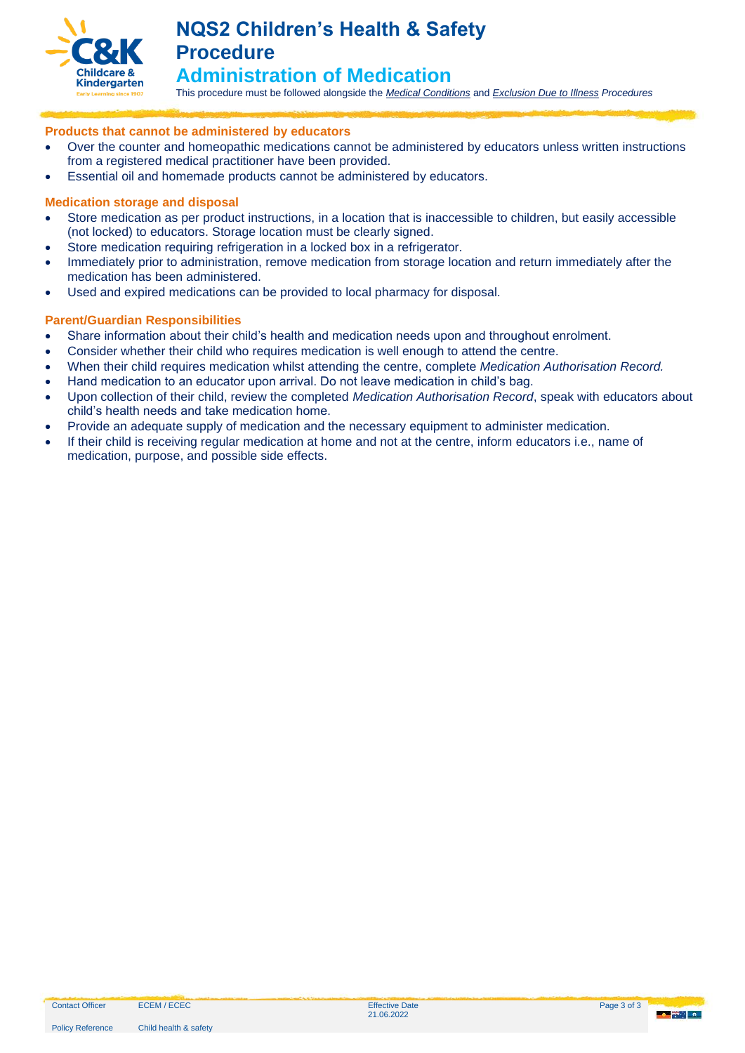### Products that cannot be administered by educators

- Over the counter and homeopathic medications cannot be administered by educators unless written instructions from a registered medical practitioner have been provided.
- Essential oil and homemade products cannot be administered by educators.

### Medication storage and disposal

- Store medication as per product instructions, in a location that is inaccessible to children, but easily accessible (not locked) to educators. Storage location must be clearly signed.
- Store medication requiring refrigeration in a locked box in a refrigerator.
- Immediately prior to administration, remove medication from storage location and return immediately after the medication has been administered.
- Used and expired medications can be provided to local pharmacy for disposal.

### Parent/Guardian Responsibilities

- Share information about their child's health and medication needs upon and throughout enrolment.
- Consider whether their child who requires medication is well enough to attend the centre.
- When their child requires medication whilst attending the centre, complete *Medication Authorisation Record.*
- Hand medication to an educator upon arrival. Do not leave medication in child's bag.
- Upon collection of their child, review the completed *Medication Authorisation Record*, speak with educators about child's health needs and take medication home.
- Provide an adequate supply of medication and the necessary equipment to administer medication.
- If their child is receiving regular medication at home and not at the centre, inform educators i.e., name of medication, purpose, and possible side effects.